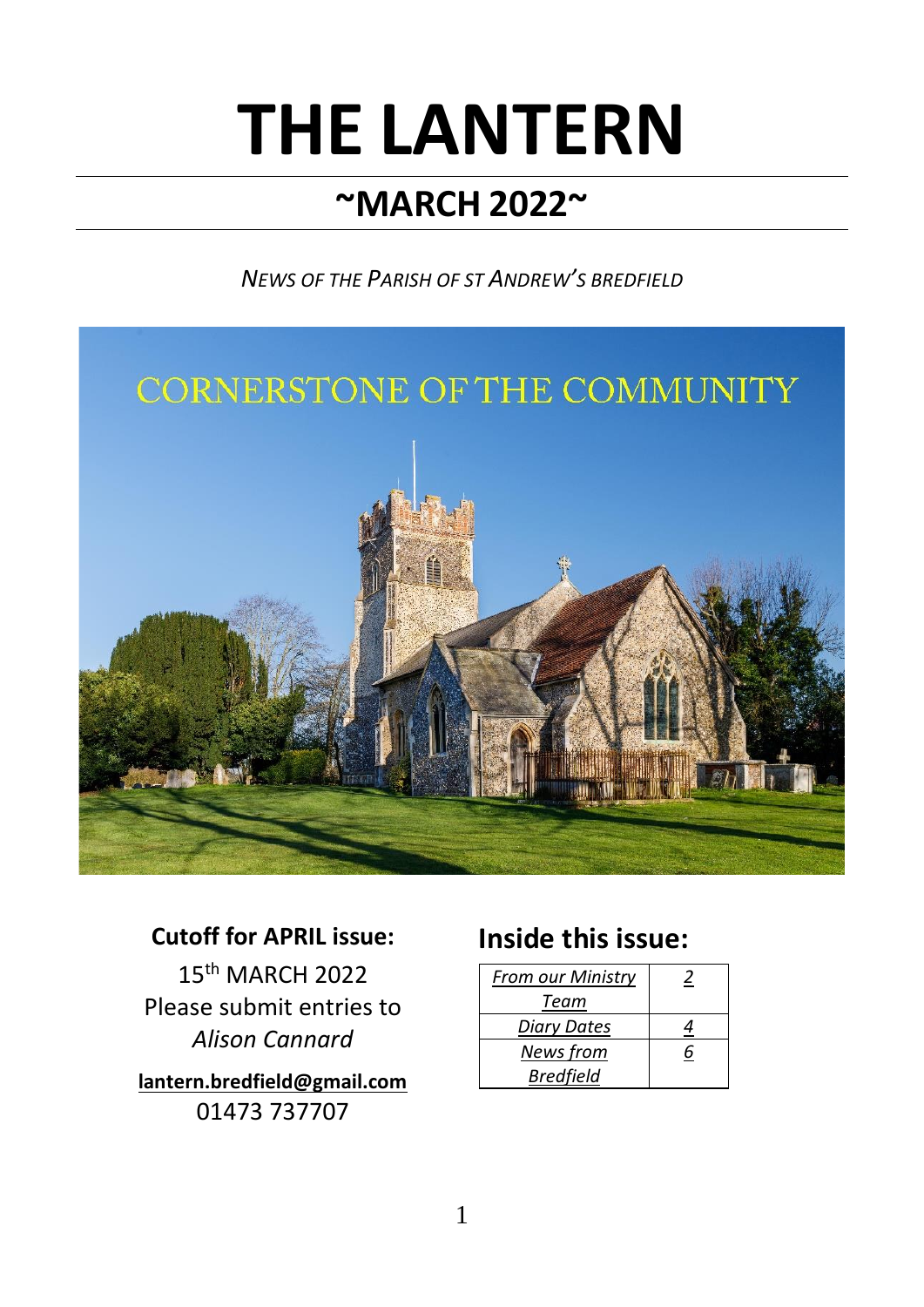# THE LANTERN

## ~MARCH 2022~

*NEWS OF THE PARISH OF ST ANDREW'S BREDFIELD*

CORNERSTONE OF THE COMMUNITY

**Cutoff for APRIL issue:**

15th MARCH 2022
Please submit entries to
*Alison Cannard*

**lantern.bredfield@gmail.com**
01473 737707

## Inside this issue:

| | |
|---|---|
| *From our Ministry Team* | *2* |
| *Diary Dates* | *4* |
| *News from Bredfield* | *6* |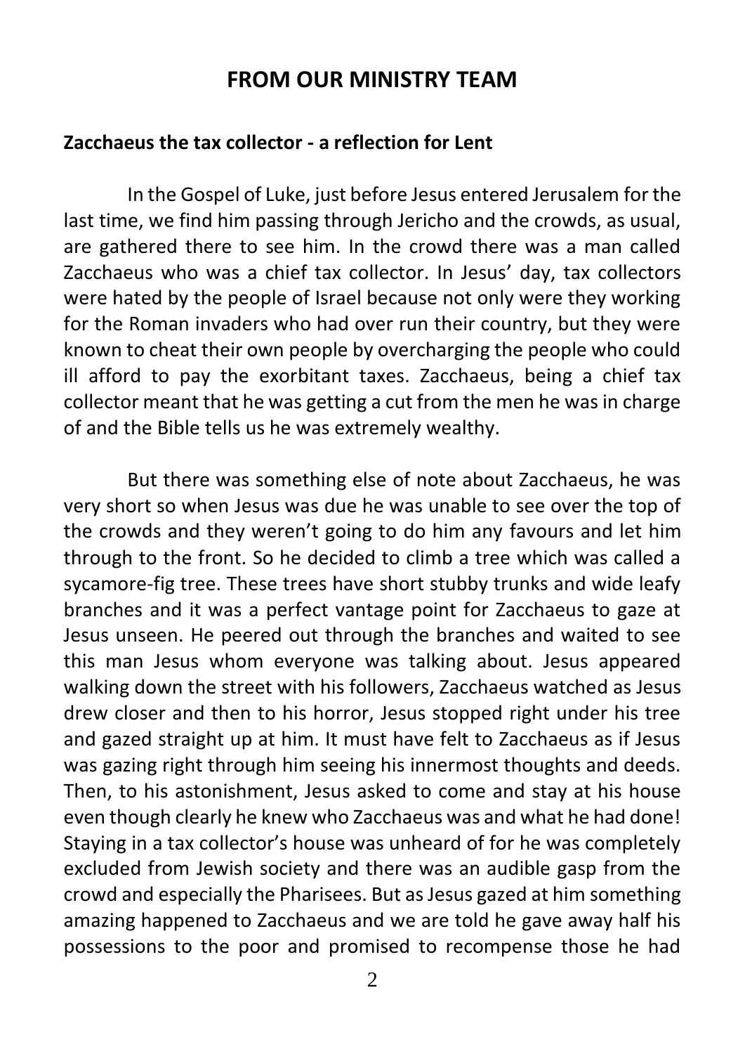## FROM OUR MINISTRY TEAM

**Zacchaeus the tax collector - a reflection for Lent**

In the Gospel of Luke, just before Jesus entered Jerusalem for the last time, we find him passing through Jericho and the crowds, as usual, are gathered there to see him. In the crowd there was a man called Zacchaeus who was a chief tax collector. In Jesus' day, tax collectors were hated by the people of Israel because not only were they working for the Roman invaders who had over run their country, but they were known to cheat their own people by overcharging the people who could ill afford to pay the exorbitant taxes. Zacchaeus, being a chief tax collector meant that he was getting a cut from the men he was in charge of and the Bible tells us he was extremely wealthy.

But there was something else of note about Zacchaeus, he was very short so when Jesus was due he was unable to see over the top of the crowds and they weren't going to do him any favours and let him through to the front. So he decided to climb a tree which was called a sycamore-fig tree. These trees have short stubby trunks and wide leafy branches and it was a perfect vantage point for Zacchaeus to gaze at Jesus unseen. He peered out through the branches and waited to see this man Jesus whom everyone was talking about. Jesus appeared walking down the street with his followers, Zacchaeus watched as Jesus drew closer and then to his horror, Jesus stopped right under his tree and gazed straight up at him. It must have felt to Zacchaeus as if Jesus was gazing right through him seeing his innermost thoughts and deeds. Then, to his astonishment, Jesus asked to come and stay at his house even though clearly he knew who Zacchaeus was and what he had done! Staying in a tax collector's house was unheard of for he was completely excluded from Jewish society and there was an audible gasp from the crowd and especially the Pharisees. But as Jesus gazed at him something amazing happened to Zacchaeus and we are told he gave away half his possessions to the poor and promised to recompense those he had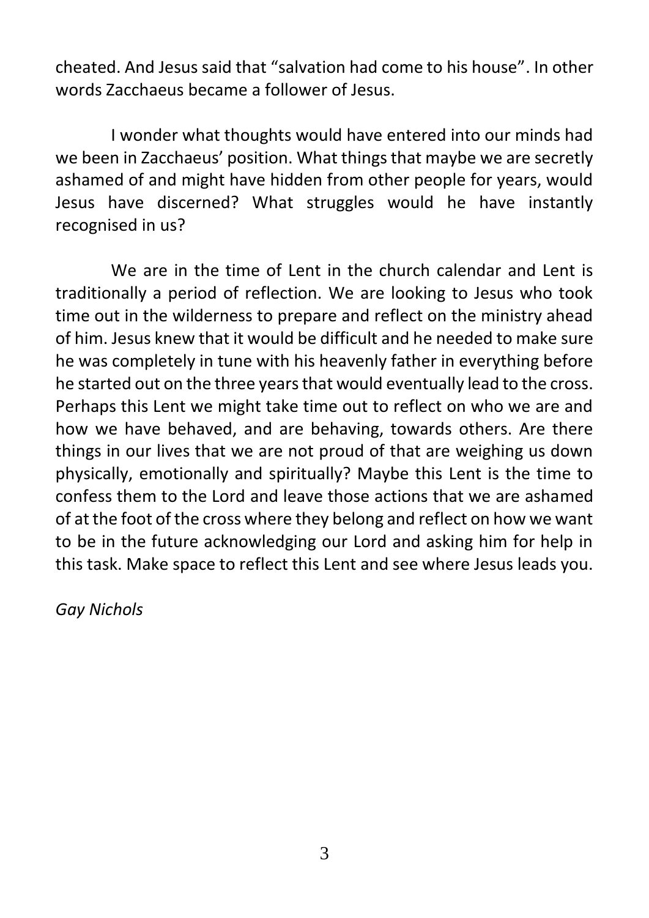cheated. And Jesus said that "salvation had come to his house". In other words Zacchaeus became a follower of Jesus.

I wonder what thoughts would have entered into our minds had we been in Zacchaeus' position. What things that maybe we are secretly ashamed of and might have hidden from other people for years, would Jesus have discerned? What struggles would he have instantly recognised in us?

We are in the time of Lent in the church calendar and Lent is traditionally a period of reflection. We are looking to Jesus who took time out in the wilderness to prepare and reflect on the ministry ahead of him. Jesus knew that it would be difficult and he needed to make sure he was completely in tune with his heavenly father in everything before he started out on the three years that would eventually lead to the cross. Perhaps this Lent we might take time out to reflect on who we are and how we have behaved, and are behaving, towards others. Are there things in our lives that we are not proud of that are weighing us down physically, emotionally and spiritually? Maybe this Lent is the time to confess them to the Lord and leave those actions that we are ashamed of at the foot of the cross where they belong and reflect on how we want to be in the future acknowledging our Lord and asking him for help in this task. Make space to reflect this Lent and see where Jesus leads you.

*Gay Nichols*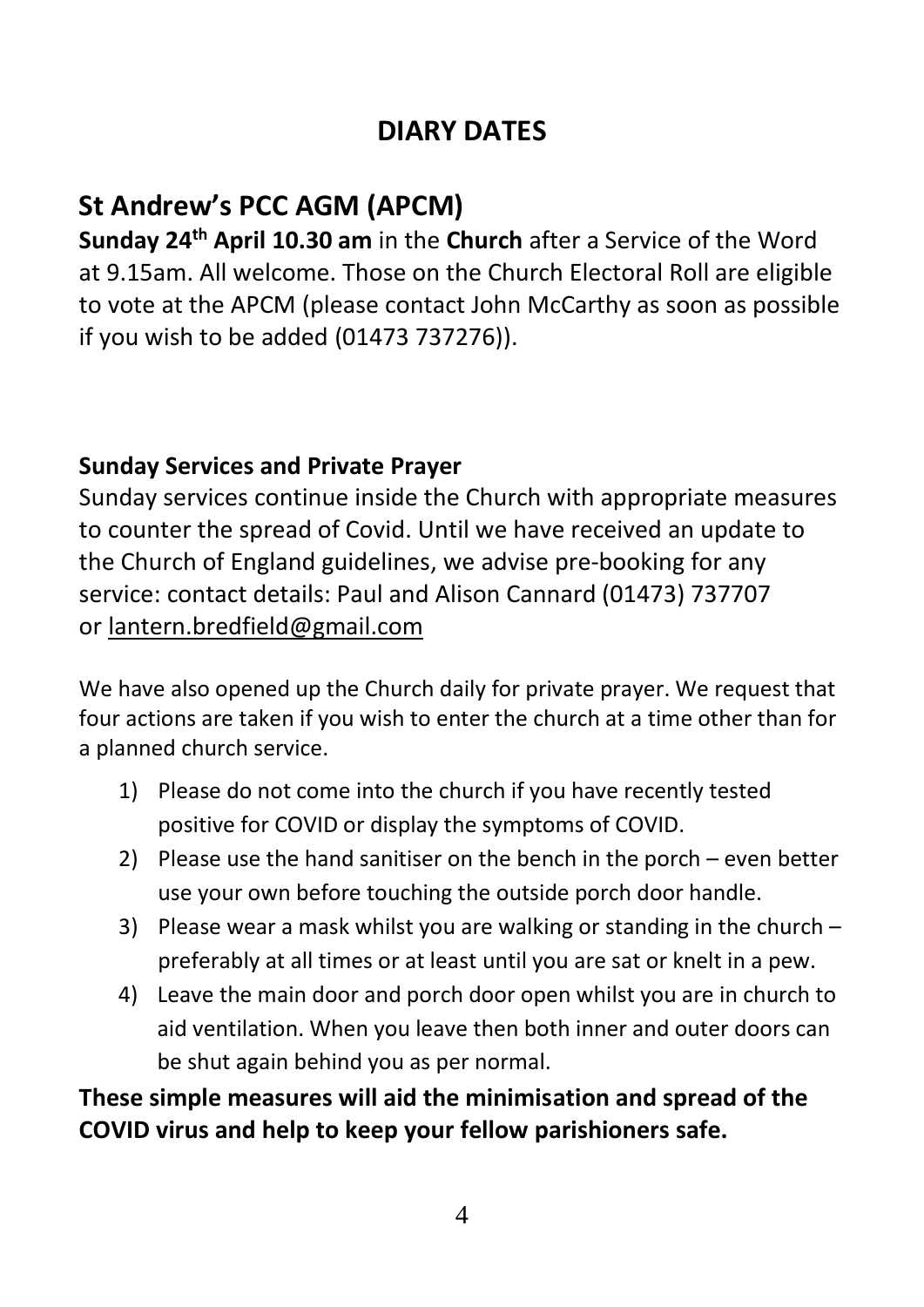# DIARY DATES

## St Andrew's PCC AGM (APCM)

**Sunday 24th April 10.30 am** in the **Church** after a Service of the Word at 9.15am. All welcome. Those on the Church Electoral Roll are eligible to vote at the APCM (please contact John McCarthy as soon as possible if you wish to be added (01473 737276)).

**Sunday Services and Private Prayer**

Sunday services continue inside the Church with appropriate measures to counter the spread of Covid. Until we have received an update to the Church of England guidelines, we advise pre-booking for any service: contact details: Paul and Alison Cannard (01473) 737707 or lantern.bredfield@gmail.com

We have also opened up the Church daily for private prayer. We request that four actions are taken if you wish to enter the church at a time other than for a planned church service.

1) Please do not come into the church if you have recently tested positive for COVID or display the symptoms of COVID.
2) Please use the hand sanitiser on the bench in the porch – even better use your own before touching the outside porch door handle.
3) Please wear a mask whilst you are walking or standing in the church – preferably at all times or at least until you are sat or knelt in a pew.
4) Leave the main door and porch door open whilst you are in church to aid ventilation. When you leave then both inner and outer doors can be shut again behind you as per normal.

**These simple measures will aid the minimisation and spread of the COVID virus and help to keep your fellow parishioners safe.**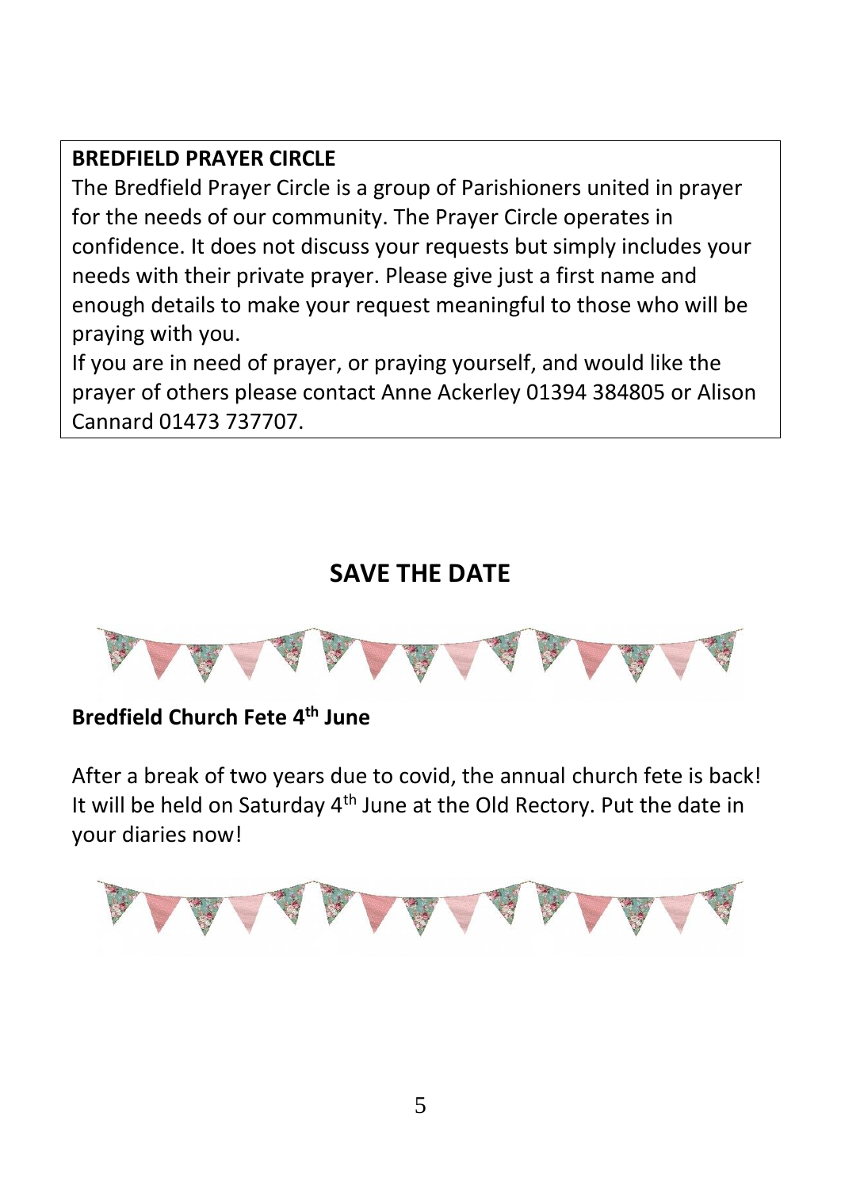**BREDFIELD PRAYER CIRCLE**

The Bredfield Prayer Circle is a group of Parishioners united in prayer for the needs of our community. The Prayer Circle operates in confidence. It does not discuss your requests but simply includes your needs with their private prayer. Please give just a first name and enough details to make your request meaningful to those who will be praying with you.

If you are in need of prayer, or praying yourself, and would like the prayer of others please contact Anne Ackerley 01394 384805 or Alison Cannard 01473 737707.

## SAVE THE DATE

**Bredfield Church Fete 4th June**

After a break of two years due to covid, the annual church fete is back! It will be held on Saturday 4th June at the Old Rectory. Put the date in your diaries now!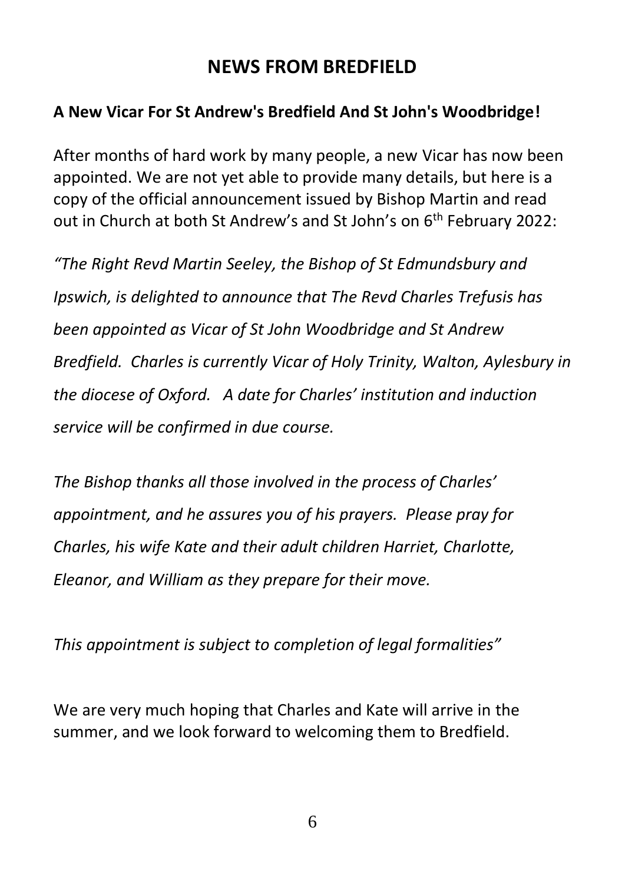# NEWS FROM BREDFIELD

**A New Vicar For St Andrew's Bredfield And St John's Woodbridge!**

After months of hard work by many people, a new Vicar has now been appointed. We are not yet able to provide many details, but here is a copy of the official announcement issued by Bishop Martin and read out in Church at both St Andrew's and St John's on 6th February 2022:

*"The Right Revd Martin Seeley, the Bishop of St Edmundsbury and Ipswich, is delighted to announce that The Revd Charles Trefusis has been appointed as Vicar of St John Woodbridge and St Andrew Bredfield. Charles is currently Vicar of Holy Trinity, Walton, Aylesbury in the diocese of Oxford. A date for Charles' institution and induction service will be confirmed in due course.*

*The Bishop thanks all those involved in the process of Charles' appointment, and he assures you of his prayers. Please pray for Charles, his wife Kate and their adult children Harriet, Charlotte, Eleanor, and William as they prepare for their move.*

*This appointment is subject to completion of legal formalities"*

We are very much hoping that Charles and Kate will arrive in the summer, and we look forward to welcoming them to Bredfield.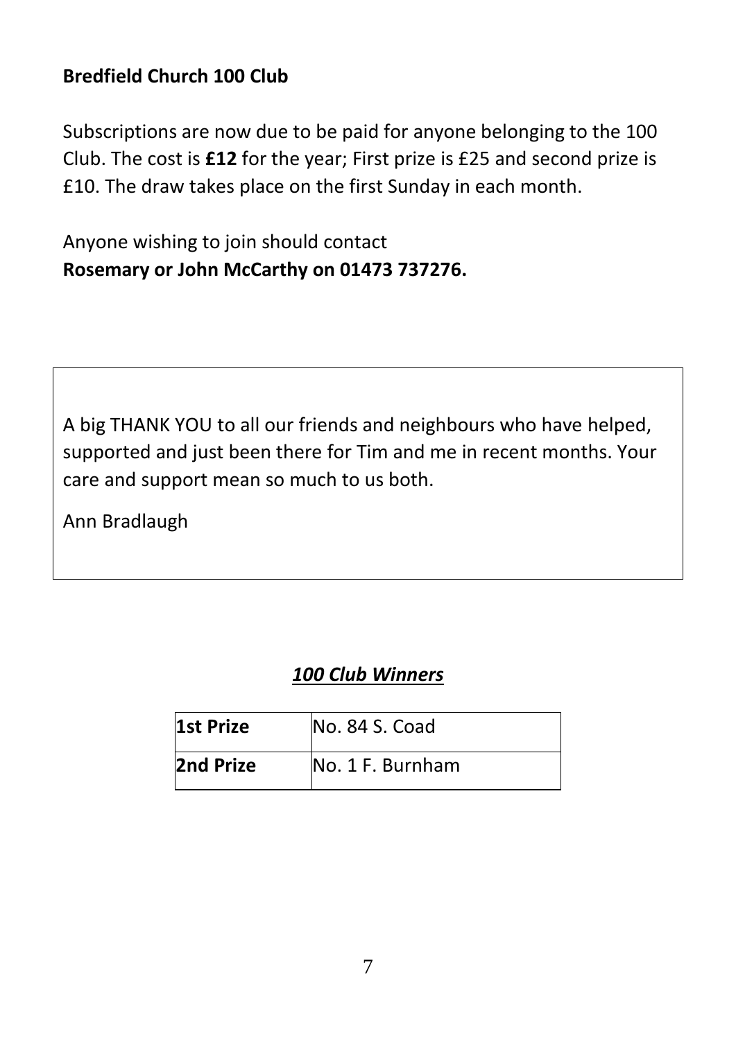**Bredfield Church 100 Club**

Subscriptions are now due to be paid for anyone belonging to the 100 Club. The cost is **£12** for the year; First prize is £25 and second prize is £10. The draw takes place on the first Sunday in each month.

Anyone wishing to join should contact
**Rosemary or John McCarthy on 01473 737276.**

A big THANK YOU to all our friends and neighbours who have helped, supported and just been there for Tim and me in recent months. Your care and support mean so much to us both.

Ann Bradlaugh

***100 Club Winners***

| | |
|---|---|
| **1st Prize** | No. 84 S. Coad |
| **2nd Prize** | No. 1 F. Burnham |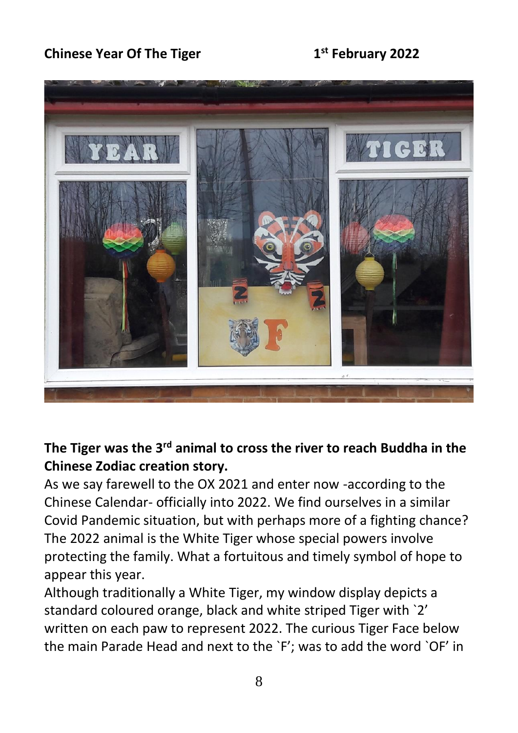**Chinese Year Of The Tiger** **1st February 2022**

**The Tiger was the 3rd animal to cross the river to reach Buddha in the Chinese Zodiac creation story.**

As we say farewell to the OX 2021 and enter now -according to the Chinese Calendar- officially into 2022. We find ourselves in a similar Covid Pandemic situation, but with perhaps more of a fighting chance? The 2022 animal is the White Tiger whose special powers involve protecting the family. What a fortuitous and timely symbol of hope to appear this year.

Although traditionally a White Tiger, my window display depicts a standard coloured orange, black and white striped Tiger with `2' written on each paw to represent 2022. The curious Tiger Face below the main Parade Head and next to the `F'; was to add the word `OF' in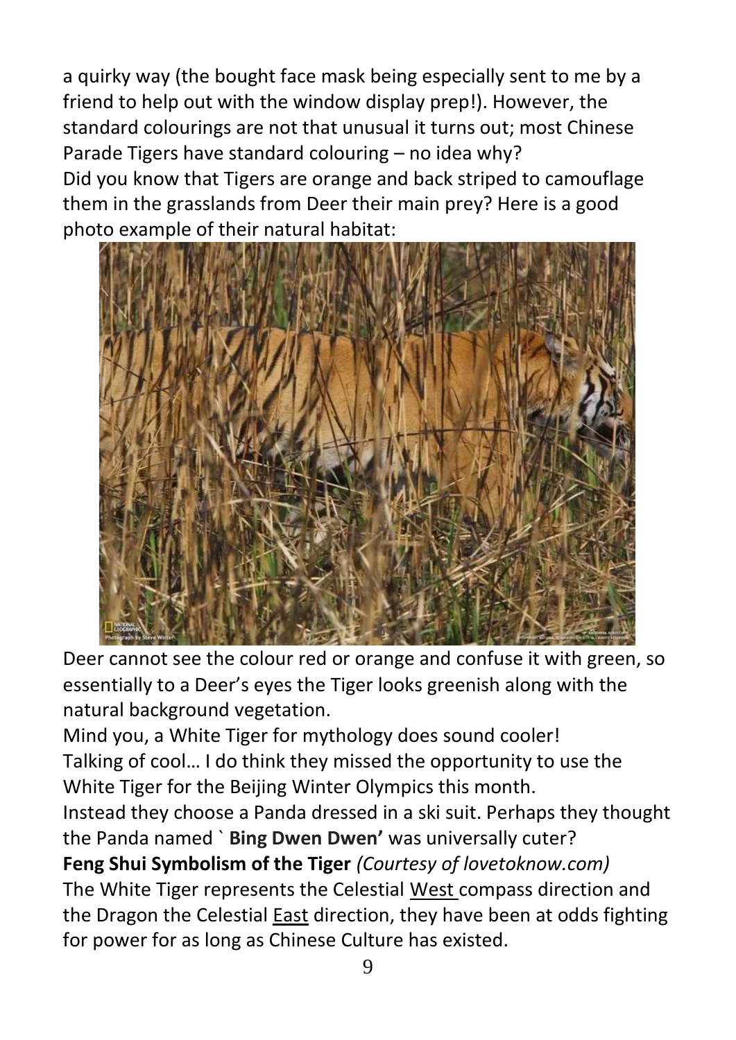a quirky way (the bought face mask being especially sent to me by a friend to help out with the window display prep!). However, the standard colourings are not that unusual it turns out; most Chinese Parade Tigers have standard colouring – no idea why?

Did you know that Tigers are orange and back striped to camouflage them in the grasslands from Deer their main prey? Here is a good photo example of their natural habitat:

Deer cannot see the colour red or orange and confuse it with green, so essentially to a Deer's eyes the Tiger looks greenish along with the natural background vegetation.

Mind you, a White Tiger for mythology does sound cooler!

Talking of cool… I do think they missed the opportunity to use the White Tiger for the Beijing Winter Olympics this month.

Instead they choose a Panda dressed in a ski suit. Perhaps they thought the Panda named ` **Bing Dwen Dwen'** was universally cuter?

**Feng Shui Symbolism of the Tiger** *(Courtesy of lovetoknow.com)*

The White Tiger represents the Celestial West compass direction and the Dragon the Celestial East direction, they have been at odds fighting for power for as long as Chinese Culture has existed.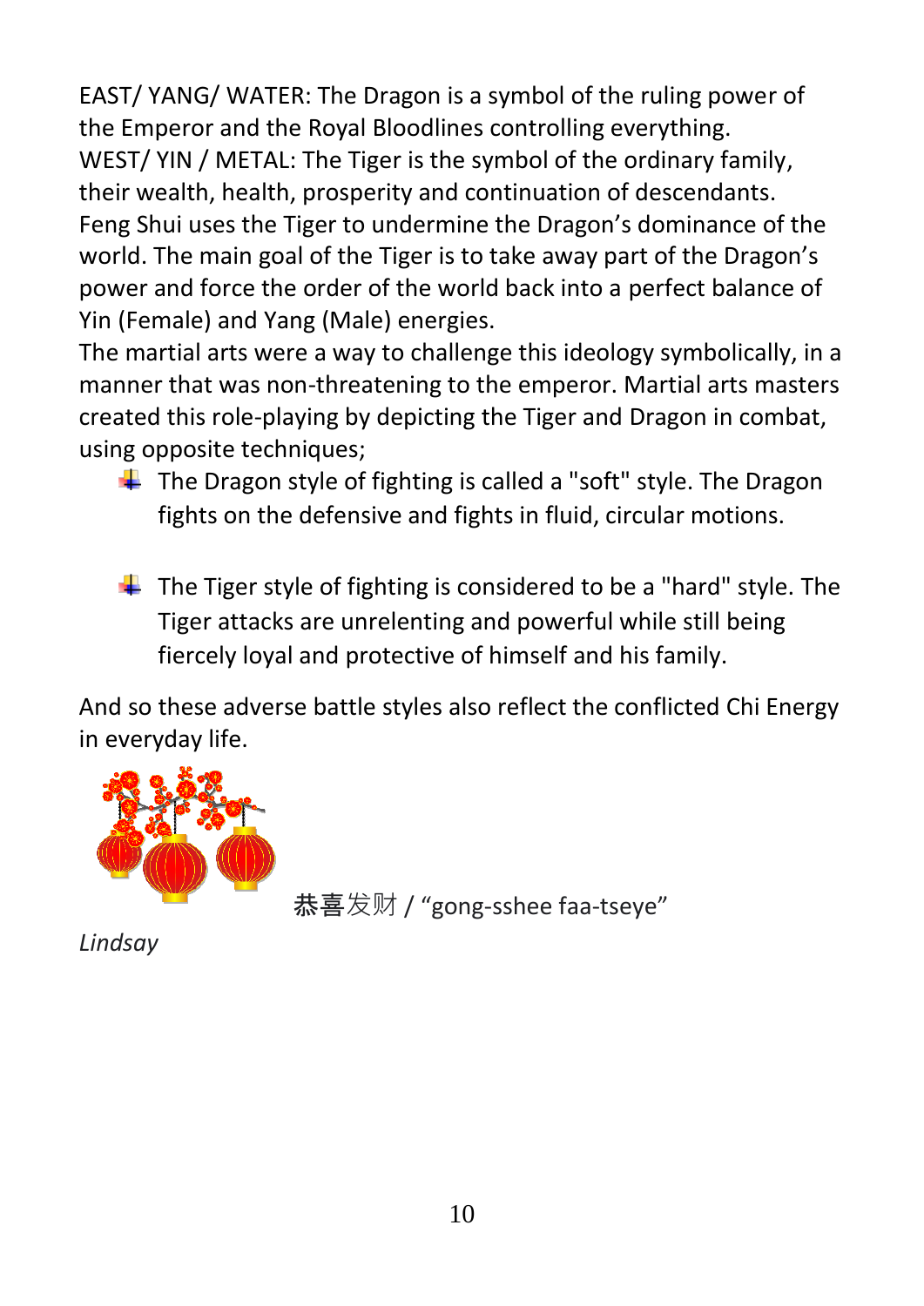EAST/ YANG/ WATER: The Dragon is a symbol of the ruling power of the Emperor and the Royal Bloodlines controlling everything.
WEST/ YIN / METAL: The Tiger is the symbol of the ordinary family, their wealth, health, prosperity and continuation of descendants.
Feng Shui uses the Tiger to undermine the Dragon's dominance of the world. The main goal of the Tiger is to take away part of the Dragon's power and force the order of the world back into a perfect balance of Yin (Female) and Yang (Male) energies.
The martial arts were a way to challenge this ideology symbolically, in a manner that was non-threatening to the emperor. Martial arts masters created this role-playing by depicting the Tiger and Dragon in combat, using opposite techniques;

- The Dragon style of fighting is called a "soft" style. The Dragon fights on the defensive and fights in fluid, circular motions.

- The Tiger style of fighting is considered to be a "hard" style. The Tiger attacks are unrelenting and powerful while still being fiercely loyal and protective of himself and his family.

And so these adverse battle styles also reflect the conflicted Chi Energy in everyday life.

恭喜发财 / "gong-sshee faa-tseye"

*Lindsay*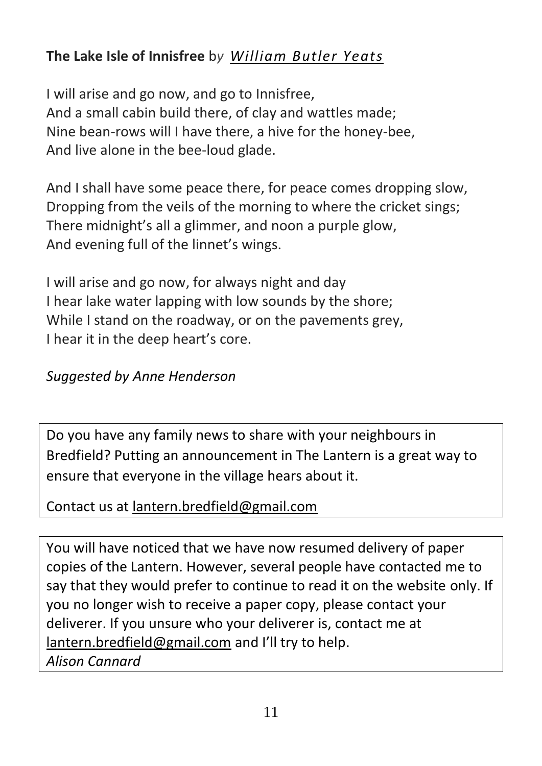**The Lake Isle of Innisfree** by *William Butler Yeats*

I will arise and go now, and go to Innisfree,
And a small cabin build there, of clay and wattles made;
Nine bean-rows will I have there, a hive for the honey-bee,
And live alone in the bee-loud glade.

And I shall have some peace there, for peace comes dropping slow,
Dropping from the veils of the morning to where the cricket sings;
There midnight's all a glimmer, and noon a purple glow,
And evening full of the linnet's wings.

I will arise and go now, for always night and day
I hear lake water lapping with low sounds by the shore;
While I stand on the roadway, or on the pavements grey,
I hear it in the deep heart's core.

*Suggested by Anne Henderson*

Do you have any family news to share with your neighbours in Bredfield? Putting an announcement in The Lantern is a great way to ensure that everyone in the village hears about it.

Contact us at lantern.bredfield@gmail.com

You will have noticed that we have now resumed delivery of paper copies of the Lantern. However, several people have contacted me to say that they would prefer to continue to read it on the website only. If you no longer wish to receive a paper copy, please contact your deliverer. If you unsure who your deliverer is, contact me at lantern.bredfield@gmail.com and I'll try to help.
*Alison Cannard*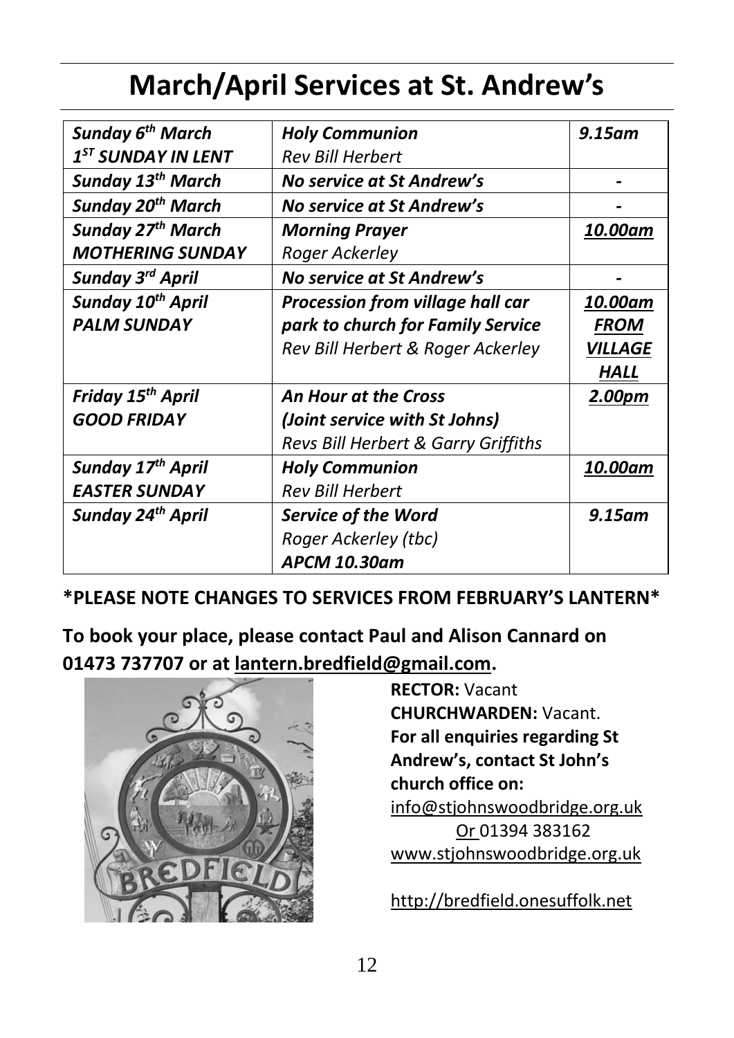# March/April Services at St. Andrew's

| | | |
|---|---|---|
| ***Sunday 6th March*** ***1ST SUNDAY IN LENT*** | ***Holy Communion*** *Rev Bill Herbert* | ***9.15am*** |
| ***Sunday 13th March*** | ***No service at St Andrew's*** | - |
| ***Sunday 20th March*** | ***No service at St Andrew's*** | - |
| ***Sunday 27th March*** ***MOTHERING SUNDAY*** | ***Morning Prayer*** *Roger Ackerley* | ***10.00am*** |
| ***Sunday 3rd April*** | ***No service at St Andrew's*** | - |
| ***Sunday 10th April*** ***PALM SUNDAY*** | ***Procession from village hall car park to church for Family Service*** *Rev Bill Herbert & Roger Ackerley* | ***10.00am FROM VILLAGE HALL*** |
| ***Friday 15th April*** ***GOOD FRIDAY*** | ***An Hour at the Cross*** *(Joint service with St Johns)* *Revs Bill Herbert & Garry Griffiths* | ***2.00pm*** |
| ***Sunday 17th April*** ***EASTER SUNDAY*** | ***Holy Communion*** *Rev Bill Herbert* | ***10.00am*** |
| ***Sunday 24th April*** | ***Service of the Word*** *Roger Ackerley (tbc)* ***APCM 10.30am*** | ***9.15am*** |

**\*PLEASE NOTE CHANGES TO SERVICES FROM FEBRUARY'S LANTERN\***

**To book your place, please contact Paul and Alison Cannard on 01473 737707 or at lantern.bredfield@gmail.com.**

**RECTOR:** Vacant
**CHURCHWARDEN:** Vacant.
**For all enquiries regarding St Andrew's, contact St John's church office on:**
info@stjohnswoodbridge.org.uk
Or 01394 383162
www.stjohnswoodbridge.org.uk

http://bredfield.onesuffolk.net